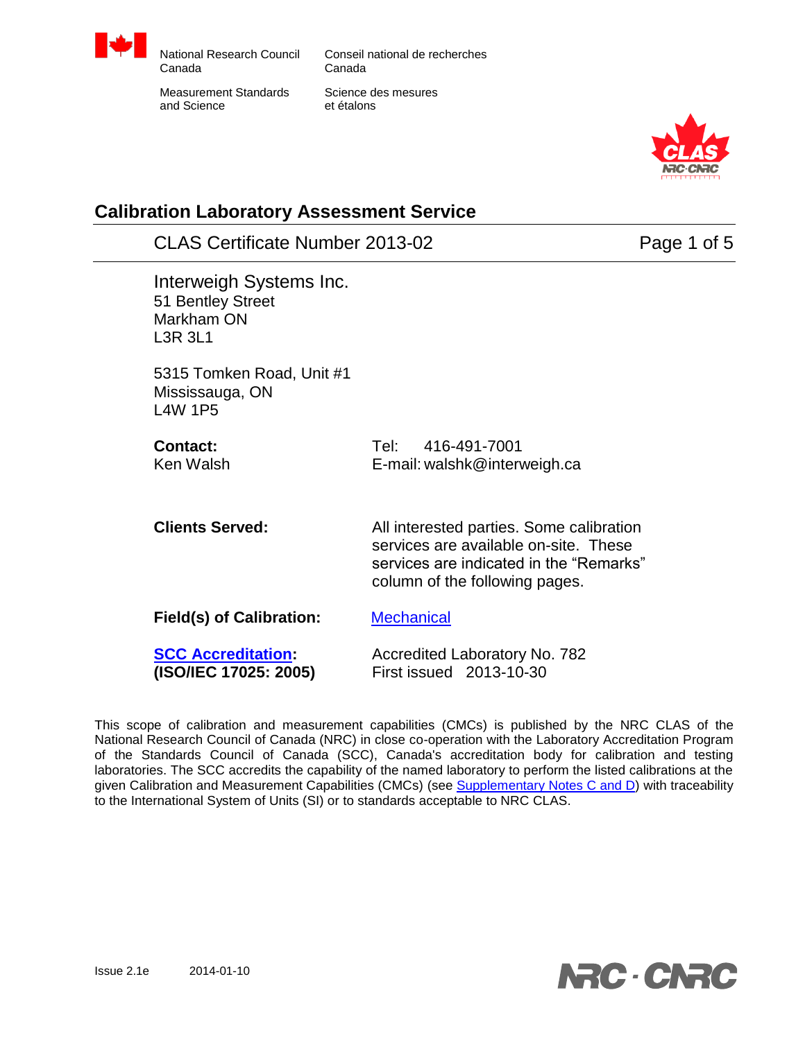National Research Council Canada | Conseil national de recherches Canada

Measurement Standards and Science | Science des mesures et étalons

## Calibration Laboratory Assessment Service

CLAS Certificate Number 2013-02

Interweigh Systems Inc.
51 Bentley Street
Markham ON
L3R 3L1

5315 Tomken Road, Unit #1
Mississauga, ON
L4W 1P5

**Contact:**
Ken Walsh

Tel: 416-491-7001
E-mail: walshk@interweigh.ca

**Clients Served:** All interested parties. Some calibration services are available on-site. These services are indicated in the "Remarks" column of the following pages.

**Field(s) of Calibration:** Mechanical

**SCC Accreditation: (ISO/IEC 17025: 2005)** Accredited Laboratory No. 782
First issued 2013-10-30

This scope of calibration and measurement capabilities (CMCs) is published by the NRC CLAS of the National Research Council of Canada (NRC) in close co-operation with the Laboratory Accreditation Program of the Standards Council of Canada (SCC), Canada's accreditation body for calibration and testing laboratories. The SCC accredits the capability of the named laboratory to perform the listed calibrations at the given Calibration and Measurement Capabilities (CMCs) (see Supplementary Notes C and D) with traceability to the International System of Units (SI) or to standards acceptable to NRC CLAS.

Issue 2.1e 2014-01-10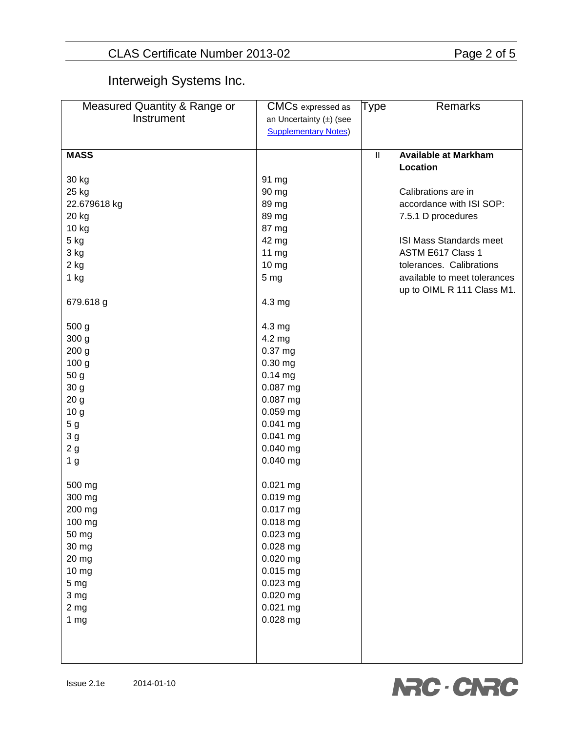Interweigh Systems Inc.

| Measured Quantity & Range or Instrument | CMCs expressed as an Uncertainty (±) (see Supplementary Notes) | Type | Remarks |
|---|---|---|---|
| **MASS** | | II | **Available at Markham Location** |
| 30 kg | 91 mg | | |
| 25 kg | 90 mg | | Calibrations are in accordance with ISI SOP: 7.5.1 D procedures |
| 22.679618 kg | 89 mg | | |
| 20 kg | 89 mg | | |
| 10 kg | 87 mg | | |
| 5 kg | 42 mg | | ISI Mass Standards meet ASTM E617 Class 1 tolerances. Calibrations available to meet tolerances up to OIML R 111 Class M1. |
| 3 kg | 11 mg | | |
| 2 kg | 10 mg | | |
| 1 kg | 5 mg | | |
| 679.618 g | 4.3 mg | | |
| 500 g | 4.3 mg | | |
| 300 g | 4.2 mg | | |
| 200 g | 0.37 mg | | |
| 100 g | 0.30 mg | | |
| 50 g | 0.14 mg | | |
| 30 g | 0.087 mg | | |
| 20 g | 0.087 mg | | |
| 10 g | 0.059 mg | | |
| 5 g | 0.041 mg | | |
| 3 g | 0.041 mg | | |
| 2 g | 0.040 mg | | |
| 1 g | 0.040 mg | | |
| 500 mg | 0.021 mg | | |
| 300 mg | 0.019 mg | | |
| 200 mg | 0.017 mg | | |
| 100 mg | 0.018 mg | | |
| 50 mg | 0.023 mg | | |
| 30 mg | 0.028 mg | | |
| 20 mg | 0.020 mg | | |
| 10 mg | 0.015 mg | | |
| 5 mg | 0.023 mg | | |
| 3 mg | 0.020 mg | | |
| 2 mg | 0.021 mg | | |
| 1 mg | 0.028 mg | | |

Issue 2.1e 2014-01-10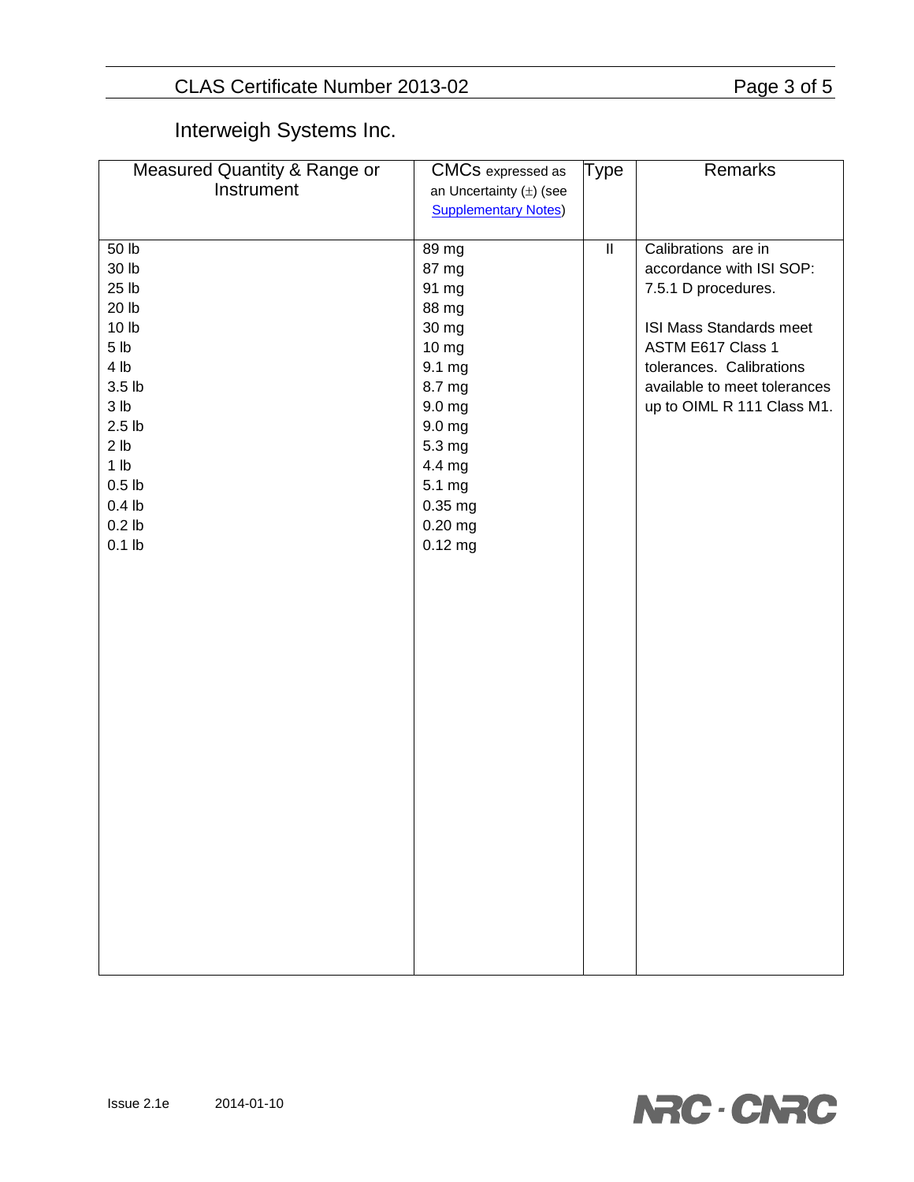Interweigh Systems Inc.

| Measured Quantity & Range or Instrument | CMCs expressed as an Uncertainty (±) (see Supplementary Notes) | Type | Remarks |
|---|---|---|---|
| 50 lb | 89 mg | II | Calibrations are in accordance with ISI SOP: 7.5.1 D procedures. |
| 30 lb | 87 mg | | |
| 25 lb | 91 mg | | |
| 20 lb | 88 mg | | ISI Mass Standards meet ASTM E617 Class 1 tolerances. Calibrations available to meet tolerances up to OIML R 111 Class M1. |
| 10 lb | 30 mg | | |
| 5 lb | 10 mg | | |
| 4 lb | 9.1 mg | | |
| 3.5 lb | 8.7 mg | | |
| 3 lb | 9.0 mg | | |
| 2.5 lb | 9.0 mg | | |
| 2 lb | 5.3 mg | | |
| 1 lb | 4.4 mg | | |
| 0.5 lb | 5.1 mg | | |
| 0.4 lb | 0.35 mg | | |
| 0.2 lb | 0.20 mg | | |
| 0.1 lb | 0.12 mg | | |

Issue 2.1e 2014-01-10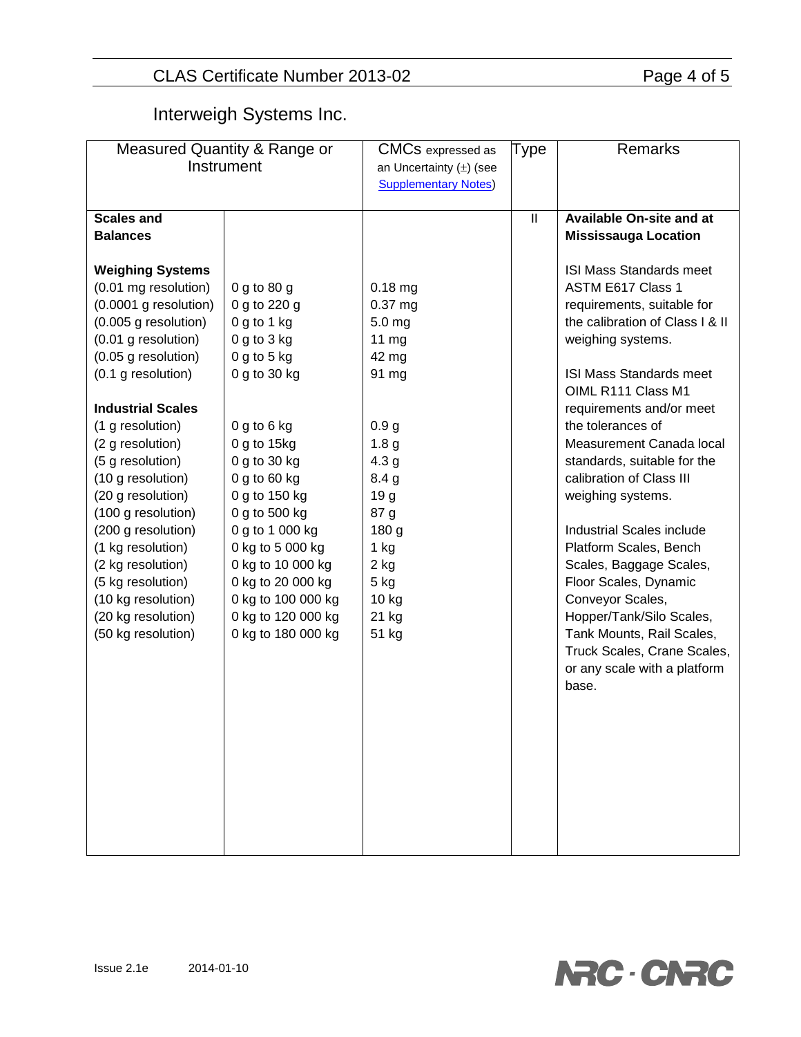# Interweigh Systems Inc.

| Measured Quantity & Range or Instrument | | CMCs expressed as an Uncertainty (±) (see Supplementary Notes) | Type | Remarks |
|---|---|---|---|---|
| **Scales and Balances** | | | II | **Available On-site and at Mississauga Location** |
| **Weighing Systems** | | | | ISI Mass Standards meet ASTM E617 Class 1 requirements, suitable for the calibration of Class I & II weighing systems. |
| (0.01 mg resolution) | 0 g to 80 g | 0.18 mg | | |
| (0.0001 g resolution) | 0 g to 220 g | 0.37 mg | | |
| (0.005 g resolution) | 0 g to 1 kg | 5.0 mg | | |
| (0.01 g resolution) | 0 g to 3 kg | 11 mg | | |
| (0.05 g resolution) | 0 g to 5 kg | 42 mg | | |
| (0.1 g resolution) | 0 g to 30 kg | 91 mg | | ISI Mass Standards meet OIML R111 Class M1 requirements and/or meet the tolerances of Measurement Canada local standards, suitable for the calibration of Class III weighing systems. |
| **Industrial Scales** | | | | |
| (1 g resolution) | 0 g to 6 kg | 0.9 g | | |
| (2 g resolution) | 0 g to 15kg | 1.8 g | | |
| (5 g resolution) | 0 g to 30 kg | 4.3 g | | |
| (10 g resolution) | 0 g to 60 kg | 8.4 g | | |
| (20 g resolution) | 0 g to 150 kg | 19 g | | |
| (100 g resolution) | 0 g to 500 kg | 87 g | | |
| (200 g resolution) | 0 g to 1 000 kg | 180 g | | Industrial Scales include Platform Scales, Bench Scales, Baggage Scales, Floor Scales, Dynamic Conveyor Scales, Hopper/Tank/Silo Scales, Tank Mounts, Rail Scales, Truck Scales, Crane Scales, or any scale with a platform base. |
| (1 kg resolution) | 0 kg to 5 000 kg | 1 kg | | |
| (2 kg resolution) | 0 kg to 10 000 kg | 2 kg | | |
| (5 kg resolution) | 0 kg to 20 000 kg | 5 kg | | |
| (10 kg resolution) | 0 kg to 100 000 kg | 10 kg | | |
| (20 kg resolution) | 0 kg to 120 000 kg | 21 kg | | |
| (50 kg resolution) | 0 kg to 180 000 kg | 51 kg | | |

Issue 2.1e 2014-01-10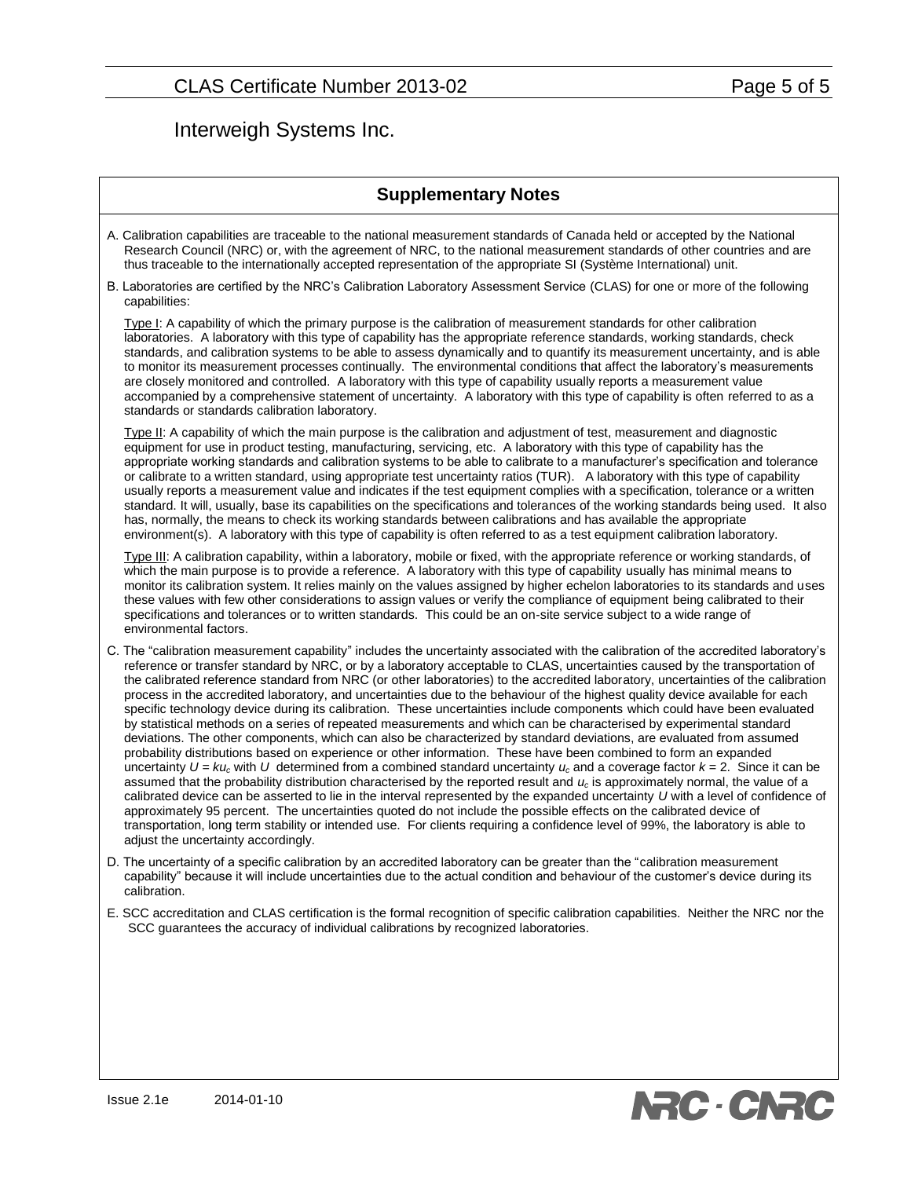Interweigh Systems Inc.

## Supplementary Notes

A. Calibration capabilities are traceable to the national measurement standards of Canada held or accepted by the National Research Council (NRC) or, with the agreement of NRC, to the national measurement standards of other countries and are thus traceable to the internationally accepted representation of the appropriate SI (Système International) unit.

B. Laboratories are certified by the NRC's Calibration Laboratory Assessment Service (CLAS) for one or more of the following capabilities:

Type I: A capability of which the primary purpose is the calibration of measurement standards for other calibration laboratories. A laboratory with this type of capability has the appropriate reference standards, working standards, check standards, and calibration systems to be able to assess dynamically and to quantify its measurement uncertainty, and is able to monitor its measurement processes continually. The environmental conditions that affect the laboratory's measurements are closely monitored and controlled. A laboratory with this type of capability usually reports a measurement value accompanied by a comprehensive statement of uncertainty. A laboratory with this type of capability is often referred to as a standards or standards calibration laboratory.

Type II: A capability of which the main purpose is the calibration and adjustment of test, measurement and diagnostic equipment for use in product testing, manufacturing, servicing, etc. A laboratory with this type of capability has the appropriate working standards and calibration systems to be able to calibrate to a manufacturer's specification and tolerance or calibrate to a written standard, using appropriate test uncertainty ratios (TUR). A laboratory with this type of capability usually reports a measurement value and indicates if the test equipment complies with a specification, tolerance or a written standard. It will, usually, base its capabilities on the specifications and tolerances of the working standards being used. It also has, normally, the means to check its working standards between calibrations and has available the appropriate environment(s). A laboratory with this type of capability is often referred to as a test equipment calibration laboratory.

Type III: A calibration capability, within a laboratory, mobile or fixed, with the appropriate reference or working standards, of which the main purpose is to provide a reference. A laboratory with this type of capability usually has minimal means to monitor its calibration system. It relies mainly on the values assigned by higher echelon laboratories to its standards and uses these values with few other considerations to assign values or verify the compliance of equipment being calibrated to their specifications and tolerances or to written standards. This could be an on-site service subject to a wide range of environmental factors.

C. The "calibration measurement capability" includes the uncertainty associated with the calibration of the accredited laboratory's reference or transfer standard by NRC, or by a laboratory acceptable to CLAS, uncertainties caused by the transportation of the calibrated reference standard from NRC (or other laboratories) to the accredited laboratory, uncertainties of the calibration process in the accredited laboratory, and uncertainties due to the behaviour of the highest quality device available for each specific technology device during its calibration. These uncertainties include components which could have been evaluated by statistical methods on a series of repeated measurements and which can be characterised by experimental standard deviations. The other components, which can also be characterized by standard deviations, are evaluated from assumed probability distributions based on experience or other information. These have been combined to form an expanded uncertainty $U = ku_c$ with $U$ determined from a combined standard uncertainty $u_c$ and a coverage factor $k = 2$. Since it can be assumed that the probability distribution characterised by the reported result and $u_c$ is approximately normal, the value of a calibrated device can be asserted to lie in the interval represented by the expanded uncertainty $U$ with a level of confidence of approximately 95 percent. The uncertainties quoted do not include the possible effects on the calibrated device of transportation, long term stability or intended use. For clients requiring a confidence level of 99%, the laboratory is able to adjust the uncertainty accordingly.

D. The uncertainty of a specific calibration by an accredited laboratory can be greater than the "calibration measurement capability" because it will include uncertainties due to the actual condition and behaviour of the customer's device during its calibration.

E. SCC accreditation and CLAS certification is the formal recognition of specific calibration capabilities. Neither the NRC nor the SCC guarantees the accuracy of individual calibrations by recognized laboratories.